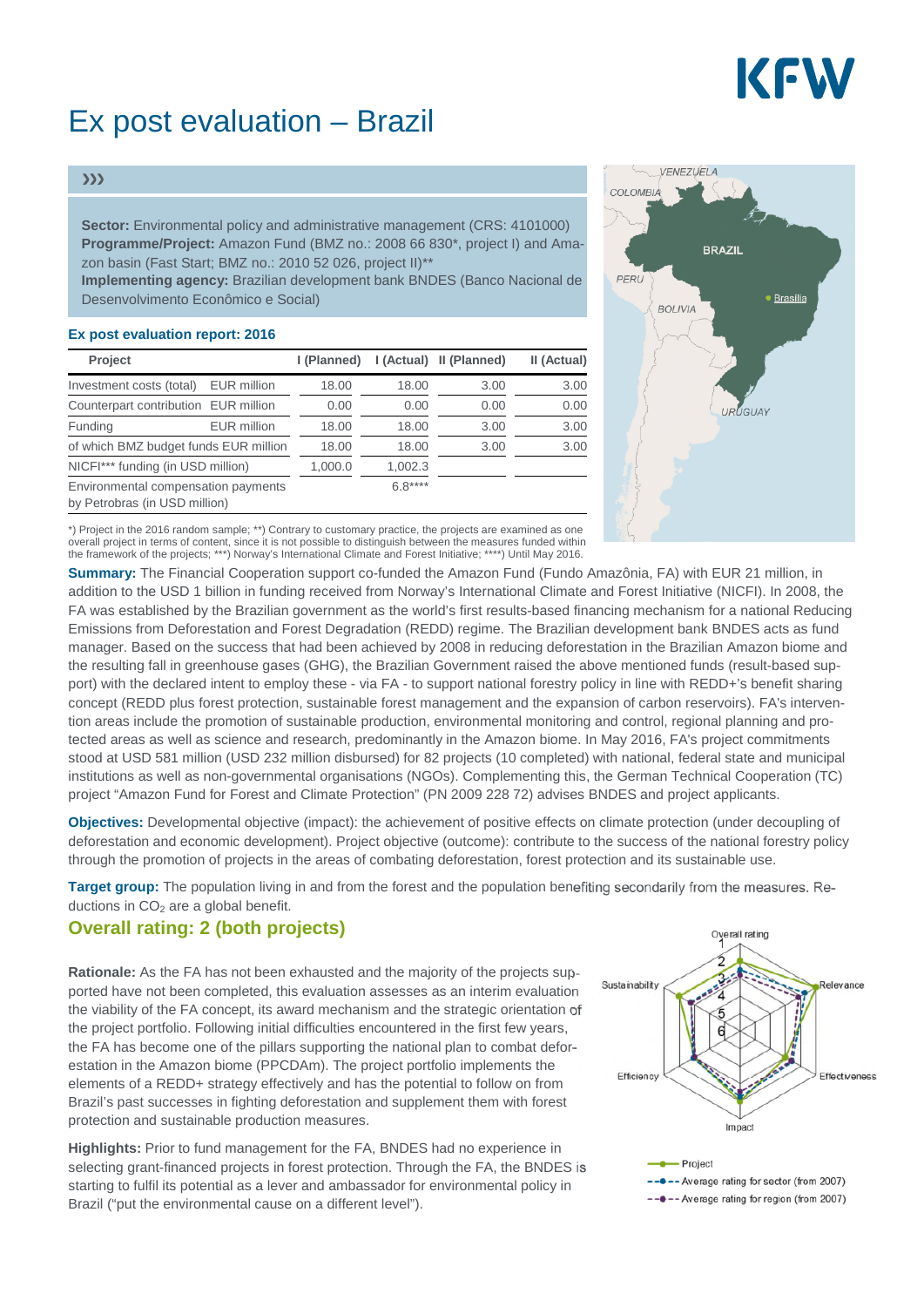# Ex post evaluation – Brazil

**Sector:** Environmental policy and administrative management (CRS: 4101000)
**Programme/Project:** Amazon Fund (BMZ no.: 2008 66 830*, project I) and Amazon basin (Fast Start; BMZ no.: 2010 52 026, project II)**
**Implementing agency:** Brazilian development bank BNDES (Banco Nacional de Desenvolvimento Econômico e Social)

### Ex post evaluation report: 2016

| Project | | I (Planned) | I (Actual) | II (Planned) | II (Actual) |
|---|---|---|---|---|---|
| Investment costs (total) | EUR million | 18.00 | 18.00 | 3.00 | 3.00 |
| Counterpart contribution | EUR million | 0.00 | 0.00 | 0.00 | 0.00 |
| Funding | EUR million | 18.00 | 18.00 | 3.00 | 3.00 |
| of which BMZ budget funds | EUR million | 18.00 | 18.00 | 3.00 | 3.00 |
| NICFI*** funding (in USD million) | | 1,000.0 | 1,002.3 | | |
| Environmental compensation payments by Petrobras (in USD million) | | | 6.8**** | | |

*) Project in the 2016 random sample; **) Contrary to customary practice, the projects are examined as one overall project in terms of content, since it is not possible to distinguish between the measures funded within the framework of the projects; ***) Norway's International Climate and Forest Initiative; ****) Until May 2016.

**Summary:** The Financial Cooperation support co-funded the Amazon Fund (Fundo Amazônia, FA) with EUR 21 million, in addition to the USD 1 billion in funding received from Norway's International Climate and Forest Initiative (NICFI). In 2008, the FA was established by the Brazilian government as the world's first results-based financing mechanism for a national Reducing Emissions from Deforestation and Forest Degradation (REDD) regime. The Brazilian development bank BNDES acts as fund manager. Based on the success that had been achieved by 2008 in reducing deforestation in the Brazilian Amazon biome and the resulting fall in greenhouse gases (GHG), the Brazilian Government raised the above mentioned funds (result-based support) with the declared intent to employ these - via FA - to support national forestry policy in line with REDD+'s benefit sharing concept (REDD plus forest protection, sustainable forest management and the expansion of carbon reservoirs). FA's intervention areas include the promotion of sustainable production, environmental monitoring and control, regional planning and protected areas as well as science and research, predominantly in the Amazon biome. In May 2016, FA's project commitments stood at USD 581 million (USD 232 million disbursed) for 82 projects (10 completed) with national, federal state and municipal institutions as well as non-governmental organisations (NGOs). Complementing this, the German Technical Cooperation (TC) project "Amazon Fund for Forest and Climate Protection" (PN 2009 228 72) advises BNDES and project applicants.

**Objectives:** Developmental objective (impact): the achievement of positive effects on climate protection (under decoupling of deforestation and economic development). Project objective (outcome): contribute to the success of the national forestry policy through the promotion of projects in the areas of combating deforestation, forest protection and its sustainable use.

**Target group:** The population living in and from the forest and the population benefiting secondarily from the measures. Reductions in $CO_2$ are a global benefit.

## Overall rating: 2 (both projects)

**Rationale:** As the FA has not been exhausted and the majority of the projects supported have not been completed, this evaluation assesses as an interim evaluation the viability of the FA concept, its award mechanism and the strategic orientation of the project portfolio. Following initial difficulties encountered in the first few years, the FA has become one of the pillars supporting the national plan to combat deforestation in the Amazon biome (PPCDAm). The project portfolio implements the elements of a REDD+ strategy effectively and has the potential to follow on from Brazil's past successes in fighting deforestation and supplement them with forest protection and sustainable production measures.

**Highlights:** Prior to fund management for the FA, BNDES had no experience in selecting grant-financed projects in forest protection. Through the FA, the BNDES is starting to fulfil its potential as a lever and ambassador for environmental policy in Brazil ("put the environmental cause on a different level").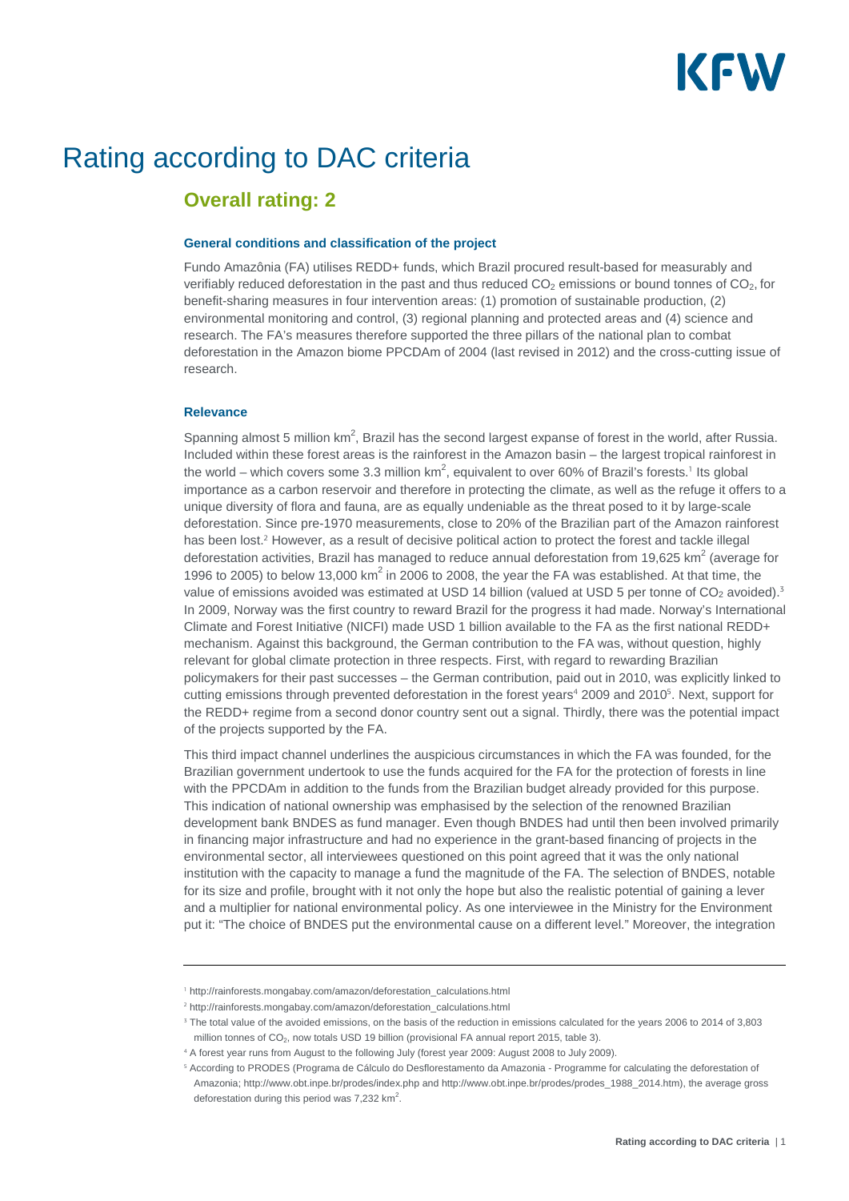# Rating according to DAC criteria

## Overall rating: 2

#### General conditions and classification of the project

Fundo Amazônia (FA) utilises REDD+ funds, which Brazil procured result-based for measurably and verifiably reduced deforestation in the past and thus reduced $CO_2$ emissions or bound tonnes of $CO_2$, for benefit-sharing measures in four intervention areas: (1) promotion of sustainable production, (2) environmental monitoring and control, (3) regional planning and protected areas and (4) science and research. The FA's measures therefore supported the three pillars of the national plan to combat deforestation in the Amazon biome PPCDAm of 2004 (last revised in 2012) and the cross-cutting issue of research.

#### Relevance

Spanning almost 5 million km$^2$, Brazil has the second largest expanse of forest in the world, after Russia. Included within these forest areas is the rainforest in the Amazon basin – the largest tropical rainforest in the world – which covers some 3.3 million km$^2$, equivalent to over 60% of Brazil's forests.[1] Its global importance as a carbon reservoir and therefore in protecting the climate, as well as the refuge it offers to a unique diversity of flora and fauna, are as equally undeniable as the threat posed to it by large-scale deforestation. Since pre-1970 measurements, close to 20% of the Brazilian part of the Amazon rainforest has been lost.[2] However, as a result of decisive political action to protect the forest and tackle illegal deforestation activities, Brazil has managed to reduce annual deforestation from 19,625 km$^2$ (average for 1996 to 2005) to below 13,000 km$^2$ in 2006 to 2008, the year the FA was established. At that time, the value of emissions avoided was estimated at USD 14 billion (valued at USD 5 per tonne of $CO_2$ avoided).[3] In 2009, Norway was the first country to reward Brazil for the progress it had made. Norway's International Climate and Forest Initiative (NICFI) made USD 1 billion available to the FA as the first national REDD+ mechanism. Against this background, the German contribution to the FA was, without question, highly relevant for global climate protection in three respects. First, with regard to rewarding Brazilian policymakers for their past successes – the German contribution, paid out in 2010, was explicitly linked to cutting emissions through prevented deforestation in the forest years[4] 2009 and 2010[5]. Next, support for the REDD+ regime from a second donor country sent out a signal. Thirdly, there was the potential impact of the projects supported by the FA.

This third impact channel underlines the auspicious circumstances in which the FA was founded, for the Brazilian government undertook to use the funds acquired for the FA for the protection of forests in line with the PPCDAm in addition to the funds from the Brazilian budget already provided for this purpose. This indication of national ownership was emphasised by the selection of the renowned Brazilian development bank BNDES as fund manager. Even though BNDES had until then been involved primarily in financing major infrastructure and had no experience in the grant-based financing of projects in the environmental sector, all interviewees questioned on this point agreed that it was the only national institution with the capacity to manage a fund the magnitude of the FA. The selection of BNDES, notable for its size and profile, brought with it not only the hope but also the realistic potential of gaining a lever and a multiplier for national environmental policy. As one interviewee in the Ministry for the Environment put it: "The choice of BNDES put the environmental cause on a different level." Moreover, the integration

---

[1] http://rainforests.mongabay.com/amazon/deforestation_calculations.html

[2] http://rainforests.mongabay.com/amazon/deforestation_calculations.html

[3] The total value of the avoided emissions, on the basis of the reduction in emissions calculated for the years 2006 to 2014 of 3,803 million tonnes of $CO_2$, now totals USD 19 billion (provisional FA annual report 2015, table 3).

[4] A forest year runs from August to the following July (forest year 2009: August 2008 to July 2009).

[5] According to PRODES (Programa de Cálculo do Desflorestamento da Amazonia - Programme for calculating the deforestation of Amazonia; http://www.obt.inpe.br/prodes/index.php and http://www.obt.inpe.br/prodes/prodes_1988_2014.htm), the average gross deforestation during this period was 7,232 km$^2$.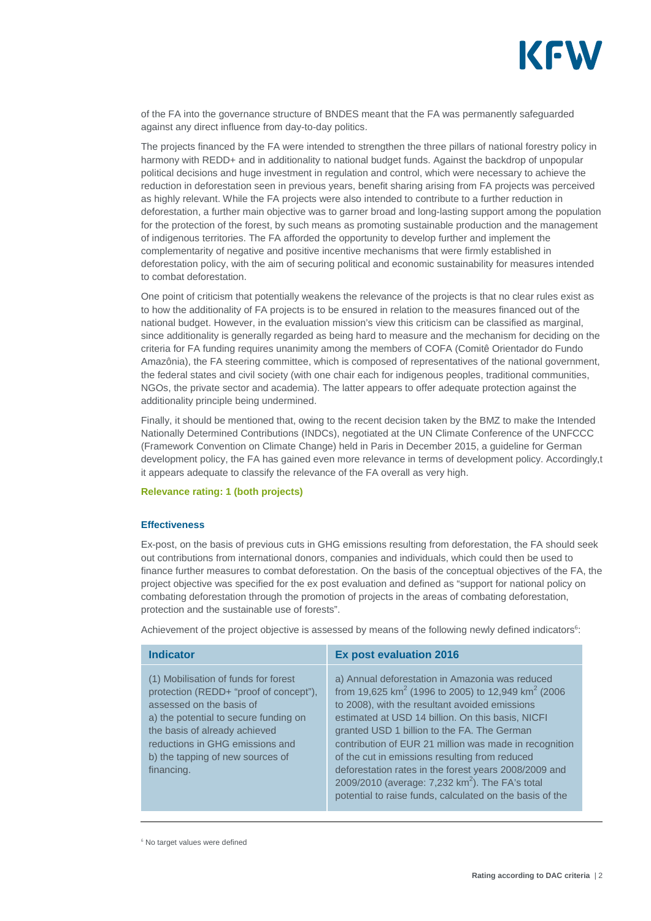of the FA into the governance structure of BNDES meant that the FA was permanently safeguarded against any direct influence from day-to-day politics.

The projects financed by the FA were intended to strengthen the three pillars of national forestry policy in harmony with REDD+ and in additionality to national budget funds. Against the backdrop of unpopular political decisions and huge investment in regulation and control, which were necessary to achieve the reduction in deforestation seen in previous years, benefit sharing arising from FA projects was perceived as highly relevant. While the FA projects were also intended to contribute to a further reduction in deforestation, a further main objective was to garner broad and long-lasting support among the population for the protection of the forest, by such means as promoting sustainable production and the management of indigenous territories. The FA afforded the opportunity to develop further and implement the complementarity of negative and positive incentive mechanisms that were firmly established in deforestation policy, with the aim of securing political and economic sustainability for measures intended to combat deforestation.

One point of criticism that potentially weakens the relevance of the projects is that no clear rules exist as to how the additionality of FA projects is to be ensured in relation to the measures financed out of the national budget. However, in the evaluation mission's view this criticism can be classified as marginal, since additionality is generally regarded as being hard to measure and the mechanism for deciding on the criteria for FA funding requires unanimity among the members of COFA (Comitê Orientador do Fundo Amazônia), the FA steering committee, which is composed of representatives of the national government, the federal states and civil society (with one chair each for indigenous peoples, traditional communities, NGOs, the private sector and academia). The latter appears to offer adequate protection against the additionality principle being undermined.

Finally, it should be mentioned that, owing to the recent decision taken by the BMZ to make the Intended Nationally Determined Contributions (INDCs), negotiated at the UN Climate Conference of the UNFCCC (Framework Convention on Climate Change) held in Paris in December 2015, a guideline for German development policy, the FA has gained even more relevance in terms of development policy. Accordingly,t it appears adequate to classify the relevance of the FA overall as very high.

**Relevance rating: 1 (both projects)**

### Effectiveness

Ex-post, on the basis of previous cuts in GHG emissions resulting from deforestation, the FA should seek out contributions from international donors, companies and individuals, which could then be used to finance further measures to combat deforestation. On the basis of the conceptual objectives of the FA, the project objective was specified for the ex post evaluation and defined as "support for national policy on combating deforestation through the promotion of projects in the areas of combating deforestation, protection and the sustainable use of forests".

Achievement of the project objective is assessed by means of the following newly defined indicators[6]:

| Indicator | Ex post evaluation 2016 |
|---|---|
| (1) Mobilisation of funds for forest protection (REDD+ "proof of concept"), assessed on the basis of a) the potential to secure funding on the basis of already achieved reductions in GHG emissions and b) the tapping of new sources of financing. | a) Annual deforestation in Amazonia was reduced from 19,625 km$^2$ (1996 to 2005) to 12,949 km$^2$ (2006 to 2008), with the resultant avoided emissions estimated at USD 14 billion. On this basis, NICFI granted USD 1 billion to the FA. The German contribution of EUR 21 million was made in recognition of the cut in emissions resulting from reduced deforestation rates in the forest years 2008/2009 and 2009/2010 (average: 7,232 km$^2$). The FA's total potential to raise funds, calculated on the basis of the |

[6] No target values were defined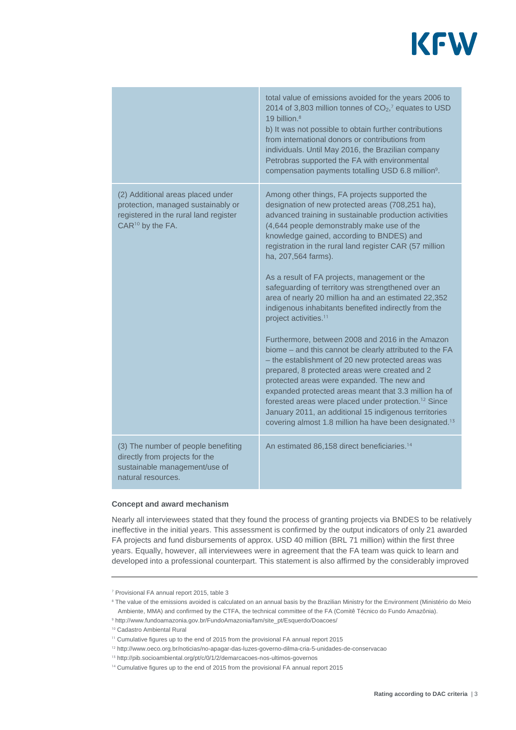| | |
|---|---|
| | total value of emissions avoided for the years 2006 to 2014 of 3,803 million tonnes of $CO_2$,[7] equates to USD 19 billion.[8]<br>b) It was not possible to obtain further contributions from international donors or contributions from individuals. Until May 2016, the Brazilian company Petrobras supported the FA with environmental compensation payments totalling USD 6.8 million[9]. |
| (2) Additional areas placed under protection, managed sustainably or registered in the rural land register CAR[10] by the FA. | Among other things, FA projects supported the designation of new protected areas (708,251 ha), advanced training in sustainable production activities (4,644 people demonstrably make use of the knowledge gained, according to BNDES) and registration in the rural land register CAR (57 million ha, 207,564 farms).<br><br>As a result of FA projects, management or the safeguarding of territory was strengthened over an area of nearly 20 million ha and an estimated 22,352 indigenous inhabitants benefited indirectly from the project activities.[11]<br><br>Furthermore, between 2008 and 2016 in the Amazon biome – and this cannot be clearly attributed to the FA – the establishment of 20 new protected areas was prepared, 8 protected areas were created and 2 protected areas were expanded. The new and expanded protected areas meant that 3.3 million ha of forested areas were placed under protection.[12] Since January 2011, an additional 15 indigenous territories covering almost 1.8 million ha have been designated.[13] |
| (3) The number of people benefiting directly from projects for the sustainable management/use of natural resources. | An estimated 86,158 direct beneficiaries.[14] |

**Concept and award mechanism**

Nearly all interviewees stated that they found the process of granting projects via BNDES to be relatively ineffective in the initial years. This assessment is confirmed by the output indicators of only 21 awarded FA projects and fund disbursements of approx. USD 40 million (BRL 71 million) within the first three years. Equally, however, all interviewees were in agreement that the FA team was quick to learn and developed into a professional counterpart. This statement is also affirmed by the considerably improved

---

[7] Provisional FA annual report 2015, table 3

[8] The value of the emissions avoided is calculated on an annual basis by the Brazilian Ministry for the Environment (Ministério do Meio Ambiente, MMA) and confirmed by the CTFA, the technical committee of the FA (Comitê Técnico do Fundo Amazônia).

[9] http://www.fundoamazonia.gov.br/FundoAmazonia/fam/site_pt/Esquerdo/Doacoes/

[10] Cadastro Ambiental Rural

[11] Cumulative figures up to the end of 2015 from the provisional FA annual report 2015

[12] http://www.oeco.org.br/noticias/no-apagar-das-luzes-governo-dilma-cria-5-unidades-de-conservacao

[13] http://pib.socioambiental.org/pt/c/0/1/2/demarcacoes-nos-ultimos-governos

[14] Cumulative figures up to the end of 2015 from the provisional FA annual report 2015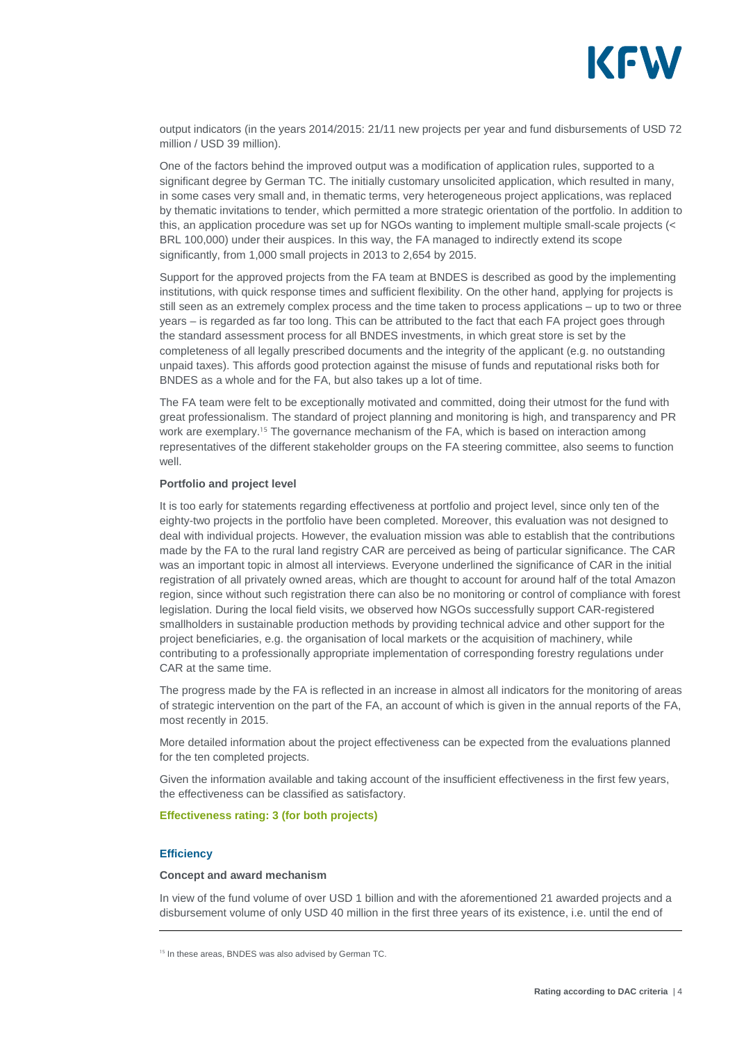output indicators (in the years 2014/2015: 21/11 new projects per year and fund disbursements of USD 72 million / USD 39 million).

One of the factors behind the improved output was a modification of application rules, supported to a significant degree by German TC. The initially customary unsolicited application, which resulted in many, in some cases very small and, in thematic terms, very heterogeneous project applications, was replaced by thematic invitations to tender, which permitted a more strategic orientation of the portfolio. In addition to this, an application procedure was set up for NGOs wanting to implement multiple small-scale projects (< BRL 100,000) under their auspices. In this way, the FA managed to indirectly extend its scope significantly, from 1,000 small projects in 2013 to 2,654 by 2015.

Support for the approved projects from the FA team at BNDES is described as good by the implementing institutions, with quick response times and sufficient flexibility. On the other hand, applying for projects is still seen as an extremely complex process and the time taken to process applications – up to two or three years – is regarded as far too long. This can be attributed to the fact that each FA project goes through the standard assessment process for all BNDES investments, in which great store is set by the completeness of all legally prescribed documents and the integrity of the applicant (e.g. no outstanding unpaid taxes). This affords good protection against the misuse of funds and reputational risks both for BNDES as a whole and for the FA, but also takes up a lot of time.

The FA team were felt to be exceptionally motivated and committed, doing their utmost for the fund with great professionalism. The standard of project planning and monitoring is high, and transparency and PR work are exemplary.[15] The governance mechanism of the FA, which is based on interaction among representatives of the different stakeholder groups on the FA steering committee, also seems to function well.

**Portfolio and project level**

It is too early for statements regarding effectiveness at portfolio and project level, since only ten of the eighty-two projects in the portfolio have been completed. Moreover, this evaluation was not designed to deal with individual projects. However, the evaluation mission was able to establish that the contributions made by the FA to the rural land registry CAR are perceived as being of particular significance. The CAR was an important topic in almost all interviews. Everyone underlined the significance of CAR in the initial registration of all privately owned areas, which are thought to account for around half of the total Amazon region, since without such registration there can also be no monitoring or control of compliance with forest legislation. During the local field visits, we observed how NGOs successfully support CAR-registered smallholders in sustainable production methods by providing technical advice and other support for the project beneficiaries, e.g. the organisation of local markets or the acquisition of machinery, while contributing to a professionally appropriate implementation of corresponding forestry regulations under CAR at the same time.

The progress made by the FA is reflected in an increase in almost all indicators for the monitoring of areas of strategic intervention on the part of the FA, an account of which is given in the annual reports of the FA, most recently in 2015.

More detailed information about the project effectiveness can be expected from the evaluations planned for the ten completed projects.

Given the information available and taking account of the insufficient effectiveness in the first few years, the effectiveness can be classified as satisfactory.

**Effectiveness rating: 3 (for both projects)**

### Efficiency

**Concept and award mechanism**

In view of the fund volume of over USD 1 billion and with the aforementioned 21 awarded projects and a disbursement volume of only USD 40 million in the first three years of its existence, i.e. until the end of

---

[15] In these areas, BNDES was also advised by German TC.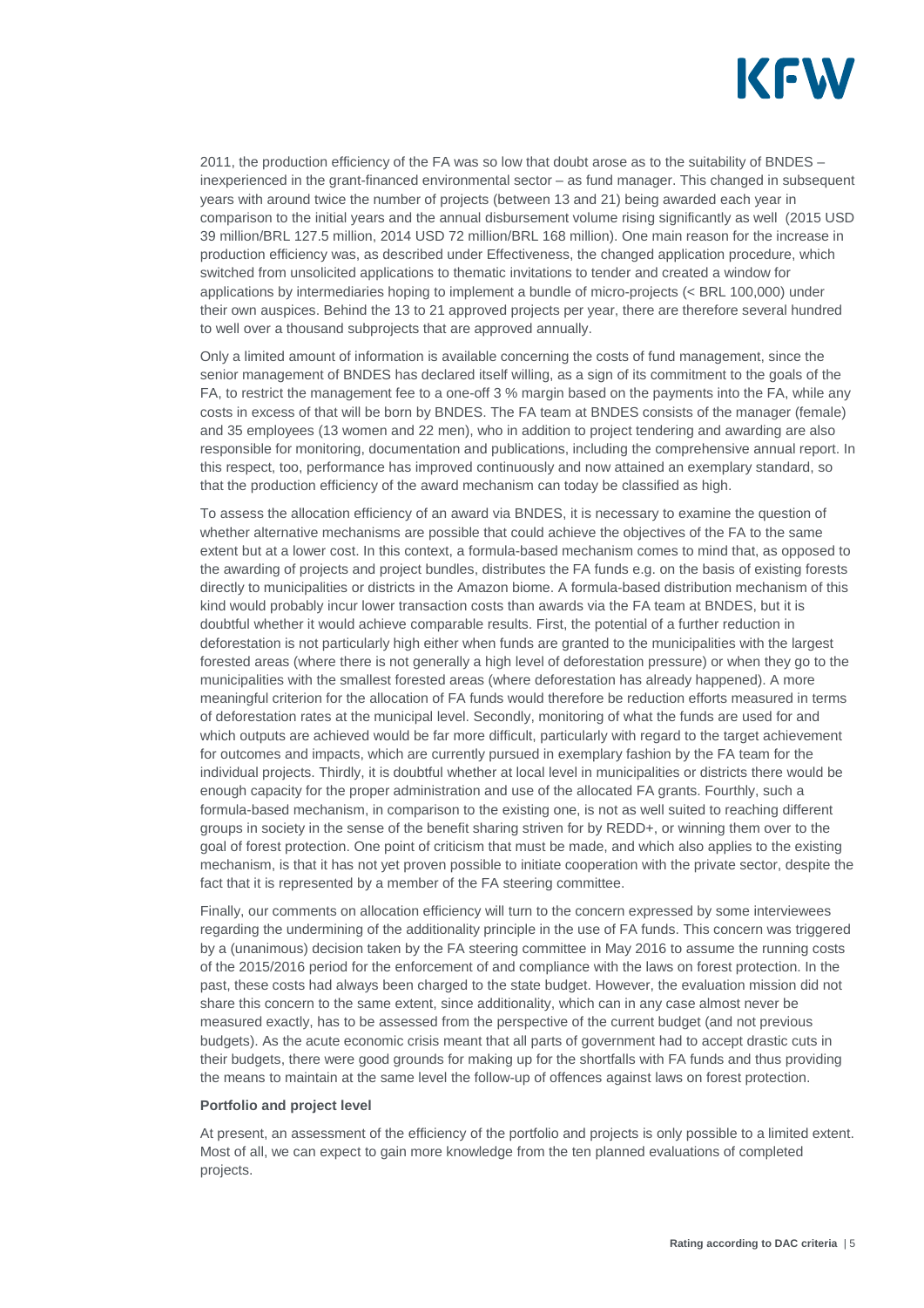2011, the production efficiency of the FA was so low that doubt arose as to the suitability of BNDES – inexperienced in the grant-financed environmental sector – as fund manager. This changed in subsequent years with around twice the number of projects (between 13 and 21) being awarded each year in comparison to the initial years and the annual disbursement volume rising significantly as well (2015 USD 39 million/BRL 127.5 million, 2014 USD 72 million/BRL 168 million). One main reason for the increase in production efficiency was, as described under Effectiveness, the changed application procedure, which switched from unsolicited applications to thematic invitations to tender and created a window for applications by intermediaries hoping to implement a bundle of micro-projects (< BRL 100,000) under their own auspices. Behind the 13 to 21 approved projects per year, there are therefore several hundred to well over a thousand subprojects that are approved annually.

Only a limited amount of information is available concerning the costs of fund management, since the senior management of BNDES has declared itself willing, as a sign of its commitment to the goals of the FA, to restrict the management fee to a one-off 3 % margin based on the payments into the FA, while any costs in excess of that will be born by BNDES. The FA team at BNDES consists of the manager (female) and 35 employees (13 women and 22 men), who in addition to project tendering and awarding are also responsible for monitoring, documentation and publications, including the comprehensive annual report. In this respect, too, performance has improved continuously and now attained an exemplary standard, so that the production efficiency of the award mechanism can today be classified as high.

To assess the allocation efficiency of an award via BNDES, it is necessary to examine the question of whether alternative mechanisms are possible that could achieve the objectives of the FA to the same extent but at a lower cost. In this context, a formula-based mechanism comes to mind that, as opposed to the awarding of projects and project bundles, distributes the FA funds e.g. on the basis of existing forests directly to municipalities or districts in the Amazon biome. A formula-based distribution mechanism of this kind would probably incur lower transaction costs than awards via the FA team at BNDES, but it is doubtful whether it would achieve comparable results. First, the potential of a further reduction in deforestation is not particularly high either when funds are granted to the municipalities with the largest forested areas (where there is not generally a high level of deforestation pressure) or when they go to the municipalities with the smallest forested areas (where deforestation has already happened). A more meaningful criterion for the allocation of FA funds would therefore be reduction efforts measured in terms of deforestation rates at the municipal level. Secondly, monitoring of what the funds are used for and which outputs are achieved would be far more difficult, particularly with regard to the target achievement for outcomes and impacts, which are currently pursued in exemplary fashion by the FA team for the individual projects. Thirdly, it is doubtful whether at local level in municipalities or districts there would be enough capacity for the proper administration and use of the allocated FA grants. Fourthly, such a formula-based mechanism, in comparison to the existing one, is not as well suited to reaching different groups in society in the sense of the benefit sharing striven for by REDD+, or winning them over to the goal of forest protection. One point of criticism that must be made, and which also applies to the existing mechanism, is that it has not yet proven possible to initiate cooperation with the private sector, despite the fact that it is represented by a member of the FA steering committee.

Finally, our comments on allocation efficiency will turn to the concern expressed by some interviewees regarding the undermining of the additionality principle in the use of FA funds. This concern was triggered by a (unanimous) decision taken by the FA steering committee in May 2016 to assume the running costs of the 2015/2016 period for the enforcement of and compliance with the laws on forest protection. In the past, these costs had always been charged to the state budget. However, the evaluation mission did not share this concern to the same extent, since additionality, which can in any case almost never be measured exactly, has to be assessed from the perspective of the current budget (and not previous budgets). As the acute economic crisis meant that all parts of government had to accept drastic cuts in their budgets, there were good grounds for making up for the shortfalls with FA funds and thus providing the means to maintain at the same level the follow-up of offences against laws on forest protection.

**Portfolio and project level**

At present, an assessment of the efficiency of the portfolio and projects is only possible to a limited extent. Most of all, we can expect to gain more knowledge from the ten planned evaluations of completed projects.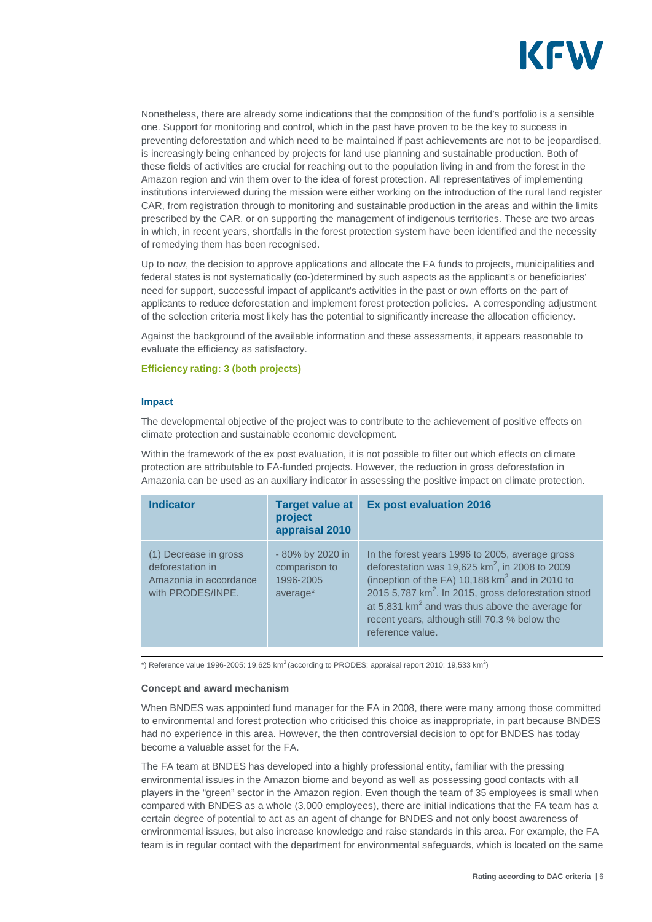Nonetheless, there are already some indications that the composition of the fund's portfolio is a sensible one. Support for monitoring and control, which in the past have proven to be the key to success in preventing deforestation and which need to be maintained if past achievements are not to be jeopardised, is increasingly being enhanced by projects for land use planning and sustainable production. Both of these fields of activities are crucial for reaching out to the population living in and from the forest in the Amazon region and win them over to the idea of forest protection. All representatives of implementing institutions interviewed during the mission were either working on the introduction of the rural land register CAR, from registration through to monitoring and sustainable production in the areas and within the limits prescribed by the CAR, or on supporting the management of indigenous territories. These are two areas in which, in recent years, shortfalls in the forest protection system have been identified and the necessity of remedying them has been recognised.

Up to now, the decision to approve applications and allocate the FA funds to projects, municipalities and federal states is not systematically (co-)determined by such aspects as the applicant's or beneficiaries' need for support, successful impact of applicant's activities in the past or own efforts on the part of applicants to reduce deforestation and implement forest protection policies. A corresponding adjustment of the selection criteria most likely has the potential to significantly increase the allocation efficiency.

Against the background of the available information and these assessments, it appears reasonable to evaluate the efficiency as satisfactory.

**Efficiency rating: 3 (both projects)**

### Impact

The developmental objective of the project was to contribute to the achievement of positive effects on climate protection and sustainable economic development.

Within the framework of the ex post evaluation, it is not possible to filter out which effects on climate protection are attributable to FA-funded projects. However, the reduction in gross deforestation in Amazonia can be used as an auxiliary indicator in assessing the positive impact on climate protection.

| Indicator | Target value at project appraisal 2010 | Ex post evaluation 2016 |
|---|---|---|
| (1) Decrease in gross deforestation in Amazonia in accordance with PRODES/INPE. | - 80% by 2020 in comparison to 1996-2005 average* | In the forest years 1996 to 2005, average gross deforestation was 19,625 $km^2$, in 2008 to 2009 (inception of the FA) 10,188 $km^2$ and in 2010 to 2015 5,787 $km^2$. In 2015, gross deforestation stood at 5,831 $km^2$ and was thus above the average for recent years, although still 70.3 % below the reference value. |

*) Reference value 1996-2005: 19,625 $km^2$ (according to PRODES; appraisal report 2010: 19,533 $km^2$)

**Concept and award mechanism**

When BNDES was appointed fund manager for the FA in 2008, there were many among those committed to environmental and forest protection who criticised this choice as inappropriate, in part because BNDES had no experience in this area. However, the then controversial decision to opt for BNDES has today become a valuable asset for the FA.

The FA team at BNDES has developed into a highly professional entity, familiar with the pressing environmental issues in the Amazon biome and beyond as well as possessing good contacts with all players in the "green" sector in the Amazon region. Even though the team of 35 employees is small when compared with BNDES as a whole (3,000 employees), there are initial indications that the FA team has a certain degree of potential to act as an agent of change for BNDES and not only boost awareness of environmental issues, but also increase knowledge and raise standards in this area. For example, the FA team is in regular contact with the department for environmental safeguards, which is located on the same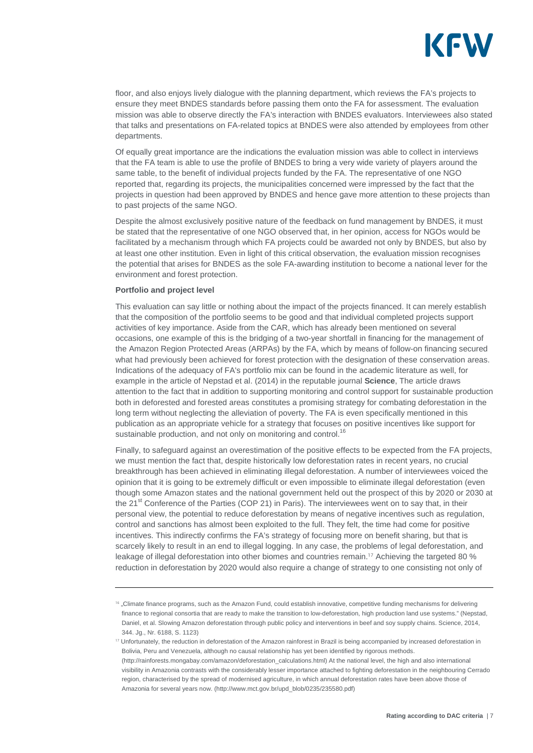floor, and also enjoys lively dialogue with the planning department, which reviews the FA's projects to ensure they meet BNDES standards before passing them onto the FA for assessment. The evaluation mission was able to observe directly the FA's interaction with BNDES evaluators. Interviewees also stated that talks and presentations on FA-related topics at BNDES were also attended by employees from other departments.

Of equally great importance are the indications the evaluation mission was able to collect in interviews that the FA team is able to use the profile of BNDES to bring a very wide variety of players around the same table, to the benefit of individual projects funded by the FA. The representative of one NGO reported that, regarding its projects, the municipalities concerned were impressed by the fact that the projects in question had been approved by BNDES and hence gave more attention to these projects than to past projects of the same NGO.

Despite the almost exclusively positive nature of the feedback on fund management by BNDES, it must be stated that the representative of one NGO observed that, in her opinion, access for NGOs would be facilitated by a mechanism through which FA projects could be awarded not only by BNDES, but also by at least one other institution. Even in light of this critical observation, the evaluation mission recognises the potential that arises for BNDES as the sole FA-awarding institution to become a national lever for the environment and forest protection.

**Portfolio and project level**

This evaluation can say little or nothing about the impact of the projects financed. It can merely establish that the composition of the portfolio seems to be good and that individual completed projects support activities of key importance. Aside from the CAR, which has already been mentioned on several occasions, one example of this is the bridging of a two-year shortfall in financing for the management of the Amazon Region Protected Areas (ARPAs) by the FA, which by means of follow-on financing secured what had previously been achieved for forest protection with the designation of these conservation areas. Indications of the adequacy of FA's portfolio mix can be found in the academic literature as well, for example in the article of Nepstad et al. (2014) in the reputable journal **Science**, The article draws attention to the fact that in addition to supporting monitoring and control support for sustainable production both in deforested and forested areas constitutes a promising strategy for combating deforestation in the long term without neglecting the alleviation of poverty. The FA is even specifically mentioned in this publication as an appropriate vehicle for a strategy that focuses on positive incentives like support for sustainable production, and not only on monitoring and control.[16]

Finally, to safeguard against an overestimation of the positive effects to be expected from the FA projects, we must mention the fact that, despite historically low deforestation rates in recent years, no crucial breakthrough has been achieved in eliminating illegal deforestation. A number of interviewees voiced the opinion that it is going to be extremely difficult or even impossible to eliminate illegal deforestation (even though some Amazon states and the national government held out the prospect of this by 2020 or 2030 at the 21st Conference of the Parties (COP 21) in Paris). The interviewees went on to say that, in their personal view, the potential to reduce deforestation by means of negative incentives such as regulation, control and sanctions has almost been exploited to the full. They felt, the time had come for positive incentives. This indirectly confirms the FA's strategy of focusing more on benefit sharing, but that is scarcely likely to result in an end to illegal logging. In any case, the problems of legal deforestation, and leakage of illegal deforestation into other biomes and countries remain.[17] Achieving the targeted 80 % reduction in deforestation by 2020 would also require a change of strategy to one consisting not only of

---

[16] „Climate finance programs, such as the Amazon Fund, could establish innovative, competitive funding mechanisms for delivering finance to regional consortia that are ready to make the transition to low-deforestation, high production land use systems." (Nepstad, Daniel, et al. Slowing Amazon deforestation through public policy and interventions in beef and soy supply chains. Science, 2014, 344. Jg., Nr. 6188, S. 1123)

[17] Unfortunately, the reduction in deforestation of the Amazon rainforest in Brazil is being accompanied by increased deforestation in Bolivia, Peru and Venezuela, although no causal relationship has yet been identified by rigorous methods. (http://rainforests.mongabay.com/amazon/deforestation_calculations.html) At the national level, the high and also international visibility in Amazonia contrasts with the considerably lesser importance attached to fighting deforestation in the neighbouring Cerrado region, characterised by the spread of modernised agriculture, in which annual deforestation rates have been above those of Amazonia for several years now. (http://www.mct.gov.br/upd_blob/0235/235580.pdf)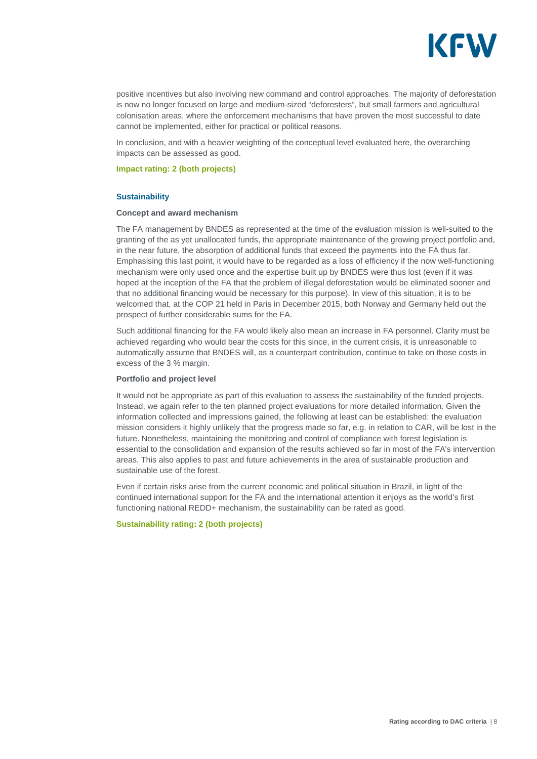positive incentives but also involving new command and control approaches. The majority of deforestation is now no longer focused on large and medium-sized "deforesters", but small farmers and agricultural colonisation areas, where the enforcement mechanisms that have proven the most successful to date cannot be implemented, either for practical or political reasons.

In conclusion, and with a heavier weighting of the conceptual level evaluated here, the overarching impacts can be assessed as good.

**Impact rating: 2 (both projects)**

### Sustainability

**Concept and award mechanism**

The FA management by BNDES as represented at the time of the evaluation mission is well-suited to the granting of the as yet unallocated funds, the appropriate maintenance of the growing project portfolio and, in the near future, the absorption of additional funds that exceed the payments into the FA thus far. Emphasising this last point, it would have to be regarded as a loss of efficiency if the now well-functioning mechanism were only used once and the expertise built up by BNDES were thus lost (even if it was hoped at the inception of the FA that the problem of illegal deforestation would be eliminated sooner and that no additional financing would be necessary for this purpose). In view of this situation, it is to be welcomed that, at the COP 21 held in Paris in December 2015, both Norway and Germany held out the prospect of further considerable sums for the FA.

Such additional financing for the FA would likely also mean an increase in FA personnel. Clarity must be achieved regarding who would bear the costs for this since, in the current crisis, it is unreasonable to automatically assume that BNDES will, as a counterpart contribution, continue to take on those costs in excess of the 3 % margin.

**Portfolio and project level**

It would not be appropriate as part of this evaluation to assess the sustainability of the funded projects. Instead, we again refer to the ten planned project evaluations for more detailed information. Given the information collected and impressions gained, the following at least can be established: the evaluation mission considers it highly unlikely that the progress made so far, e.g. in relation to CAR, will be lost in the future. Nonetheless, maintaining the monitoring and control of compliance with forest legislation is essential to the consolidation and expansion of the results achieved so far in most of the FA's intervention areas. This also applies to past and future achievements in the area of sustainable production and sustainable use of the forest.

Even if certain risks arise from the current economic and political situation in Brazil, in light of the continued international support for the FA and the international attention it enjoys as the world's first functioning national REDD+ mechanism, the sustainability can be rated as good.

**Sustainability rating: 2 (both projects)**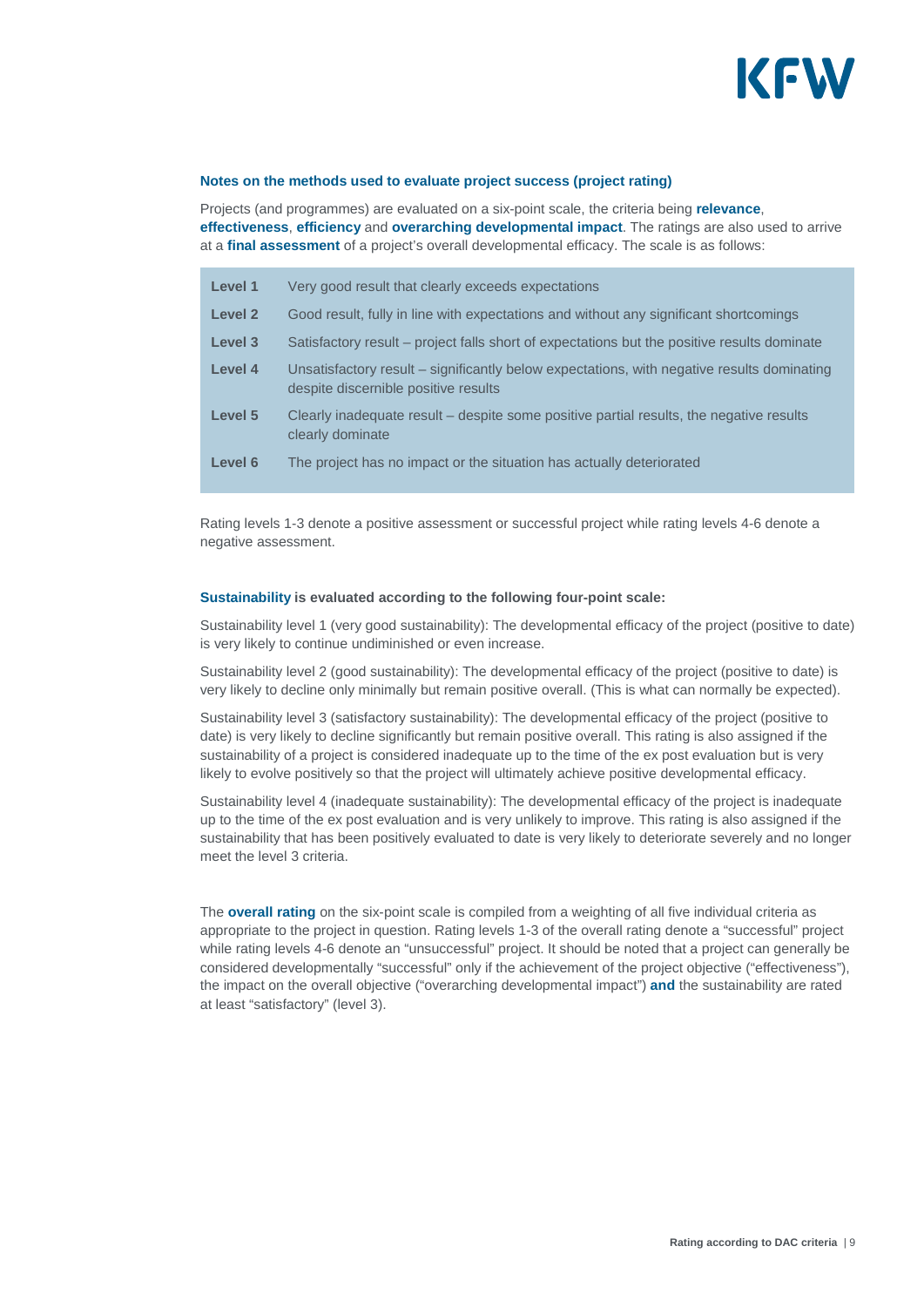### Notes on the methods used to evaluate project success (project rating)

Projects (and programmes) are evaluated on a six-point scale, the criteria being **relevance**, **effectiveness**, **efficiency** and **overarching developmental impact**. The ratings are also used to arrive at a **final assessment** of a project's overall developmental efficacy. The scale is as follows:

| | |
|---|---|
| **Level 1** | Very good result that clearly exceeds expectations |
| **Level 2** | Good result, fully in line with expectations and without any significant shortcomings |
| **Level 3** | Satisfactory result – project falls short of expectations but the positive results dominate |
| **Level 4** | Unsatisfactory result – significantly below expectations, with negative results dominating despite discernible positive results |
| **Level 5** | Clearly inadequate result – despite some positive partial results, the negative results clearly dominate |
| **Level 6** | The project has no impact or the situation has actually deteriorated |

Rating levels 1-3 denote a positive assessment or successful project while rating levels 4-6 denote a negative assessment.

### Sustainability is evaluated according to the following four-point scale:

Sustainability level 1 (very good sustainability): The developmental efficacy of the project (positive to date) is very likely to continue undiminished or even increase.

Sustainability level 2 (good sustainability): The developmental efficacy of the project (positive to date) is very likely to decline only minimally but remain positive overall. (This is what can normally be expected).

Sustainability level 3 (satisfactory sustainability): The developmental efficacy of the project (positive to date) is very likely to decline significantly but remain positive overall. This rating is also assigned if the sustainability of a project is considered inadequate up to the time of the ex post evaluation but is very likely to evolve positively so that the project will ultimately achieve positive developmental efficacy.

Sustainability level 4 (inadequate sustainability): The developmental efficacy of the project is inadequate up to the time of the ex post evaluation and is very unlikely to improve. This rating is also assigned if the sustainability that has been positively evaluated to date is very likely to deteriorate severely and no longer meet the level 3 criteria.

The **overall rating** on the six-point scale is compiled from a weighting of all five individual criteria as appropriate to the project in question. Rating levels 1-3 of the overall rating denote a "successful" project while rating levels 4-6 denote an "unsuccessful" project. It should be noted that a project can generally be considered developmentally "successful" only if the achievement of the project objective ("effectiveness"), the impact on the overall objective ("overarching developmental impact") **and** the sustainability are rated at least "satisfactory" (level 3).